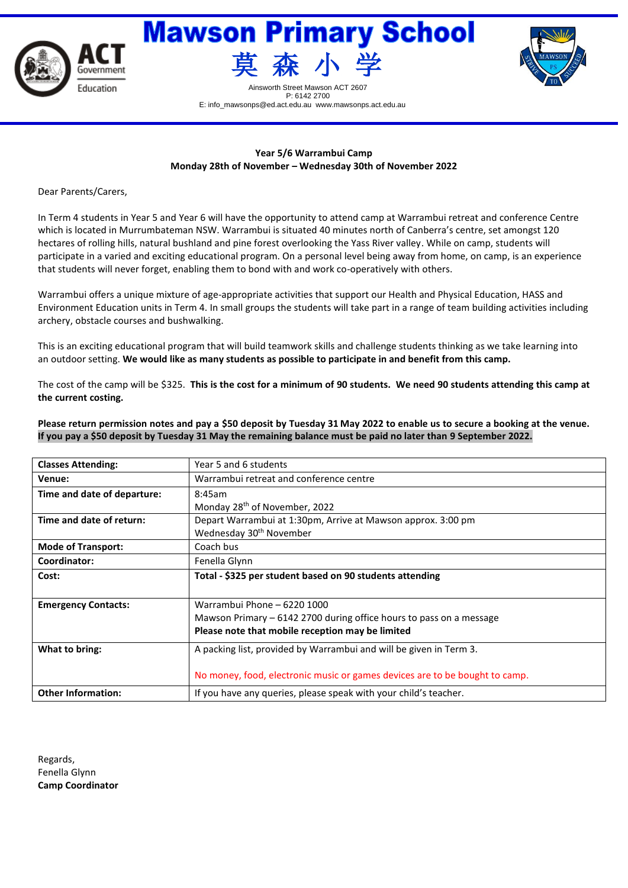# Mawson Primary School

## 莫 森 小 学

Ainsworth Street Mawson ACT 2607
P: 6142 2700
E: info_mawsonps@ed.act.edu.au www.mawsonps.act.edu.au

**Year 5/6 Warrambui Camp**
**Monday 28th of November – Wednesday 30th of November 2022**

Dear Parents/Carers,

In Term 4 students in Year 5 and Year 6 will have the opportunity to attend camp at Warrambui retreat and conference Centre which is located in Murrumbateman NSW. Warrambui is situated 40 minutes north of Canberra's centre, set amongst 120 hectares of rolling hills, natural bushland and pine forest overlooking the Yass River valley. While on camp, students will participate in a varied and exciting educational program. On a personal level being away from home, on camp, is an experience that students will never forget, enabling them to bond with and work co-operatively with others.

Warrambui offers a unique mixture of age-appropriate activities that support our Health and Physical Education, HASS and Environment Education units in Term 4. In small groups the students will take part in a range of team building activities including archery, obstacle courses and bushwalking.

This is an exciting educational program that will build teamwork skills and challenge students thinking as we take learning into an outdoor setting. **We would like as many students as possible to participate in and benefit from this camp.**

The cost of the camp will be $325. **This is the cost for a minimum of 90 students. We need 90 students attending this camp at the current costing.**

**Please return permission notes and pay a $50 deposit by Tuesday 31 May 2022 to enable us to secure a booking at the venue. If you pay a $50 deposit by Tuesday 31 May the remaining balance must be paid no later than 9 September 2022.**

| **Classes Attending:** | Year 5 and 6 students |
|---|---|
| **Venue:** | Warrambui retreat and conference centre |
| **Time and date of departure:** | 8:45am<br>Monday 28th of November, 2022 |
| **Time and date of return:** | Depart Warrambui at 1:30pm, Arrive at Mawson approx. 3:00 pm<br>Wednesday 30th November |
| **Mode of Transport:** | Coach bus |
| **Coordinator:** | Fenella Glynn |
| **Cost:** | **Total - $325 per student based on 90 students attending** |
| **Emergency Contacts:** | Warrambui Phone – 6220 1000<br>Mawson Primary – 6142 2700 during office hours to pass on a message<br>**Please note that mobile reception may be limited** |
| **What to bring:** | A packing list, provided by Warrambui and will be given in Term 3.<br><br>No money, food, electronic music or games devices are to be bought to camp. |
| **Other Information:** | If you have any queries, please speak with your child's teacher. |

Regards,
Fenella Glynn
**Camp Coordinator**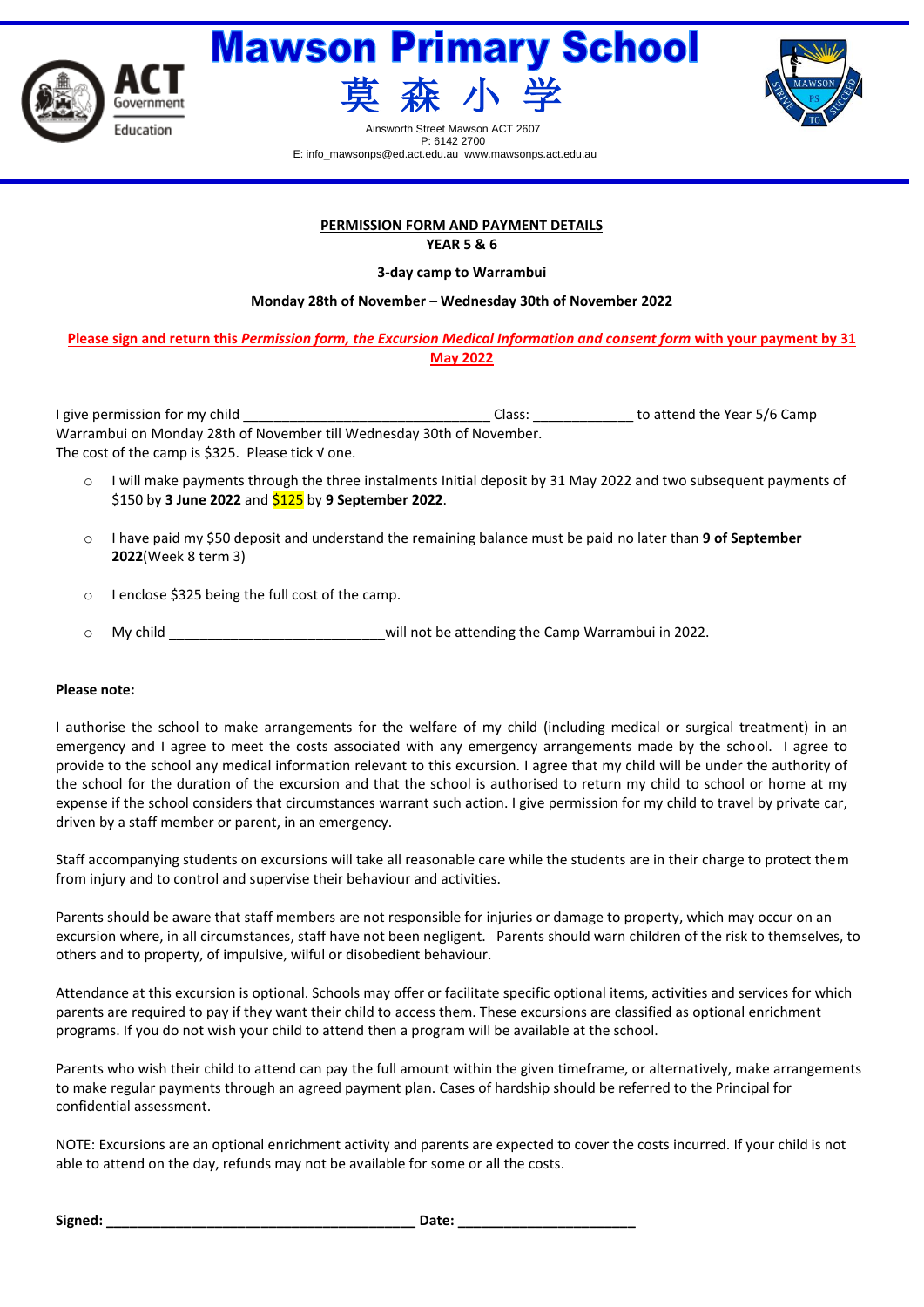# Mawson Primary School

# 莫 森 小 学

Ainsworth Street Mawson ACT 2607
P: 6142 2700
E: info_mawsonps@ed.act.edu.au www.mawsonps.act.edu.au

**PERMISSION FORM AND PAYMENT DETAILS**
**YEAR 5 & 6**

**3-day camp to Warrambui**

**Monday 28th of November – Wednesday 30th of November 2022**

**Please sign and return this *Permission form, the Excursion Medical Information and consent form* with your payment by 31 May 2022**

I give permission for my child ________________________________ Class: _____________ to attend the Year 5/6 Camp Warrambui on Monday 28th of November till Wednesday 30th of November.
The cost of the camp is $325. Please tick √ one.

- I will make payments through the three instalments Initial deposit by 31 May 2022 and two subsequent payments of $150 by **3 June 2022** and $125 by **9 September 2022**.
- I have paid my $50 deposit and understand the remaining balance must be paid no later than **9 of September 2022**(Week 8 term 3)
- I enclose $325 being the full cost of the camp.
- My child ____________________________will not be attending the Camp Warrambui in 2022.

**Please note:**

I authorise the school to make arrangements for the welfare of my child (including medical or surgical treatment) in an emergency and I agree to meet the costs associated with any emergency arrangements made by the school. I agree to provide to the school any medical information relevant to this excursion. I agree that my child will be under the authority of the school for the duration of the excursion and that the school is authorised to return my child to school or home at my expense if the school considers that circumstances warrant such action. I give permission for my child to travel by private car, driven by a staff member or parent, in an emergency.

Staff accompanying students on excursions will take all reasonable care while the students are in their charge to protect them from injury and to control and supervise their behaviour and activities.

Parents should be aware that staff members are not responsible for injuries or damage to property, which may occur on an excursion where, in all circumstances, staff have not been negligent. Parents should warn children of the risk to themselves, to others and to property, of impulsive, wilful or disobedient behaviour.

Attendance at this excursion is optional. Schools may offer or facilitate specific optional items, activities and services for which parents are required to pay if they want their child to access them. These excursions are classified as optional enrichment programs. If you do not wish your child to attend then a program will be available at the school.

Parents who wish their child to attend can pay the full amount within the given timeframe, or alternatively, make arrangements to make regular payments through an agreed payment plan. Cases of hardship should be referred to the Principal for confidential assessment.

NOTE: Excursions are an optional enrichment activity and parents are expected to cover the costs incurred. If your child is not able to attend on the day, refunds may not be available for some or all the costs.

**Signed: ________________________________________ Date: _______________________**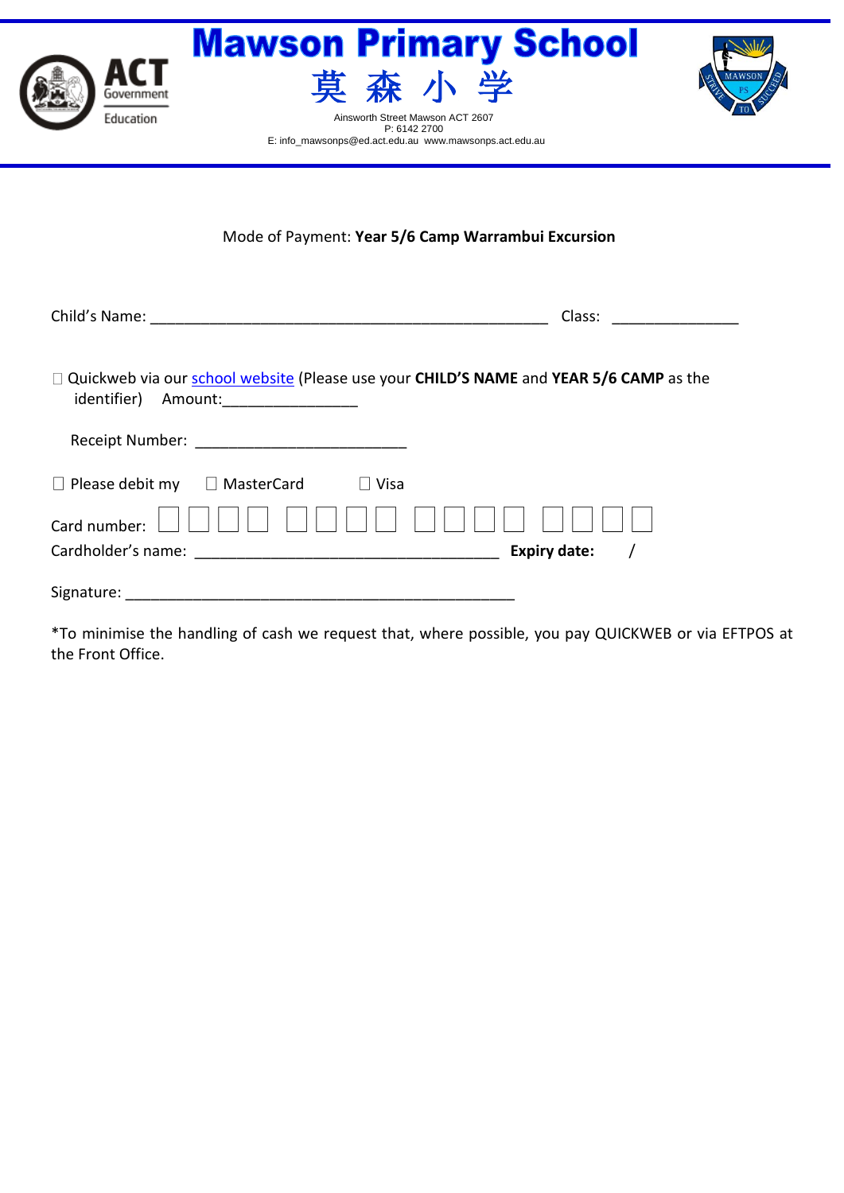# Mawson Primary School

# 莫 森 小 学

Ainsworth Street Mawson ACT 2607
P: 6142 2700
E: info_mawsonps@ed.act.edu.au  www.mawsonps.act.edu.au

Mode of Payment: **Year 5/6 Camp Warrambui Excursion**

Child's Name: _______________________________________________ Class: _______________

☐ Quickweb via our school website (Please use your **CHILD'S NAME** and **YEAR 5/6 CAMP** as the identifier) Amount:_______________

Receipt Number: ________________________

☐ Please debit my ☐ MasterCard ☐ Visa

Card number: ☐☐☐☐ ☐☐☐☐ ☐☐☐☐ ☐☐☐☐

Cardholder's name: ___________________________________ **Expiry date:** /

Signature: _____________________________________________

*To minimise the handling of cash we request that, where possible, you pay QUICKWEB or via EFTPOS at the Front Office.